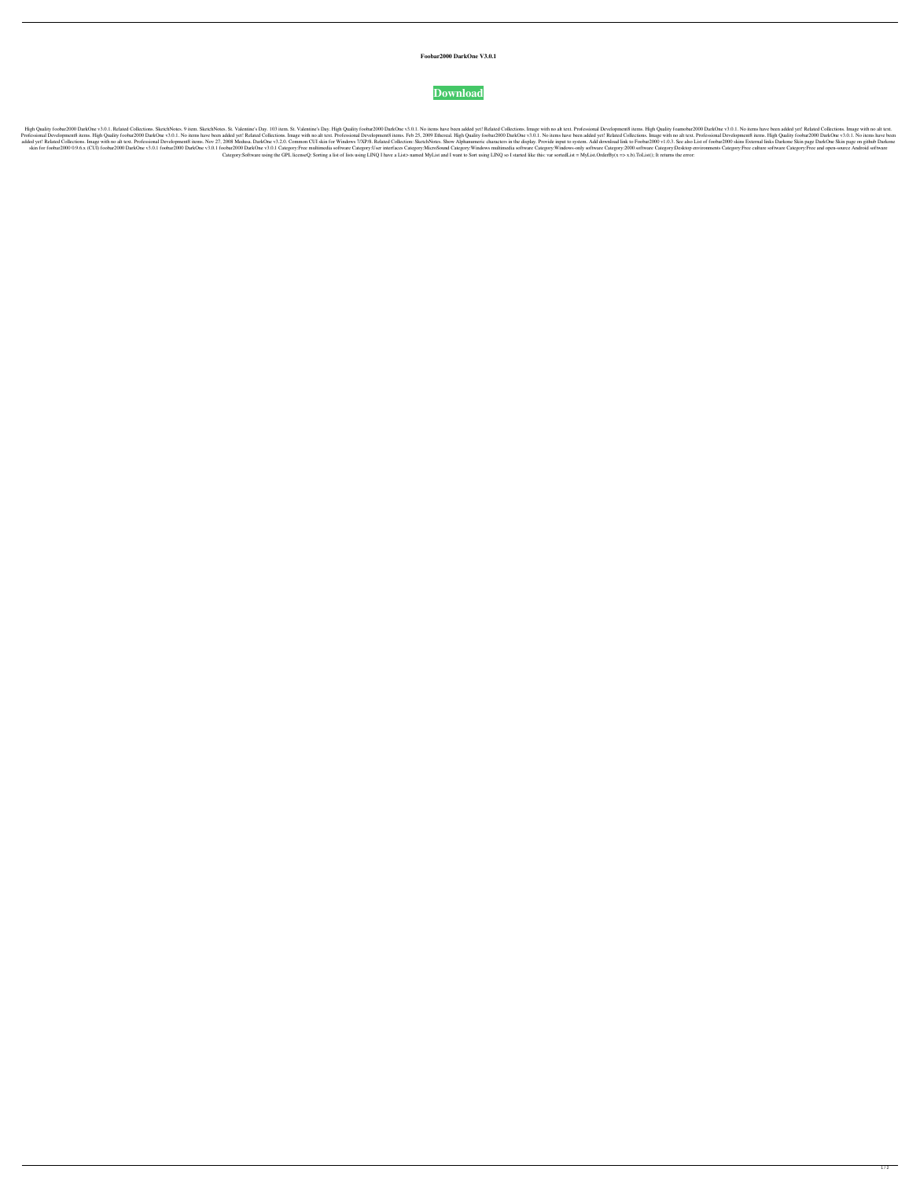**Foobar2000 DarkOne V3.0.1**

**Download**

High Quality foobar2000 DarkOne v3.0.1. Related Collections. SketchNotes. 9 item. SketchNotes. St. Valentine's Day. 103 item. St. Valentine's Day. High Quality foobar2000 DarkOne v3.0.1. No items have been added yet! Related Collections. Image with no alt text. Professional Development8 items. High Quality foamobar2000 DarkOne v3.0.1. No items have been added yet! Related Collections. Image with no alt text. Professional Development8 items. High Quality foobar2000 DarkOne v3.0.1. No items have been added yet! Related Collections. Image with no alt text. Professional Development8 items. Feb 25, 2009 Ethereal. High Quality foobar2000 DarkOne v3.0.1. No items have been added yet! Related Collections. Image with no alt text. Professional Development8 items. High Quality foobar2000 DarkOne v3.0.1. No items have been added yet! Related Collections. Image with no alt text. Professional Development8 items. Nov 27, 2008 Medusa. DarkOne v3.2.0. Common CUI skin for Windows 7/XP/8. Related Collection: SketchNotes. Show Alphanumeric characters in the display. Provide input to system. Add download link to Foobar2000 v1.0.3. See also List of foobar2000 skins External links Darkone Skin page DarkOne Skin page on github Darkone skin for foobar2000 0.9.6.x (CUI) foobar2000 DarkOne v3.0.1 foobar2000 DarkOne v3.0.1 foobar2000 DarkOne v3.0.1 Category:Free multimedia software Category:User interfaces Category:MicroSound Category:Windows multimedia software Category:Windows-only software Category:2000 software Category:Desktop environments Category:Free culture software Category:Free and open-source Android software Category:Software using the GPL licenseQ: Sorting a list of lists using LINQ I have a List> named MyList and I want to Sort using LINQ so I started like this: var sortedList = MyList.OrderBy(x => x.b).ToList(); It returns the error: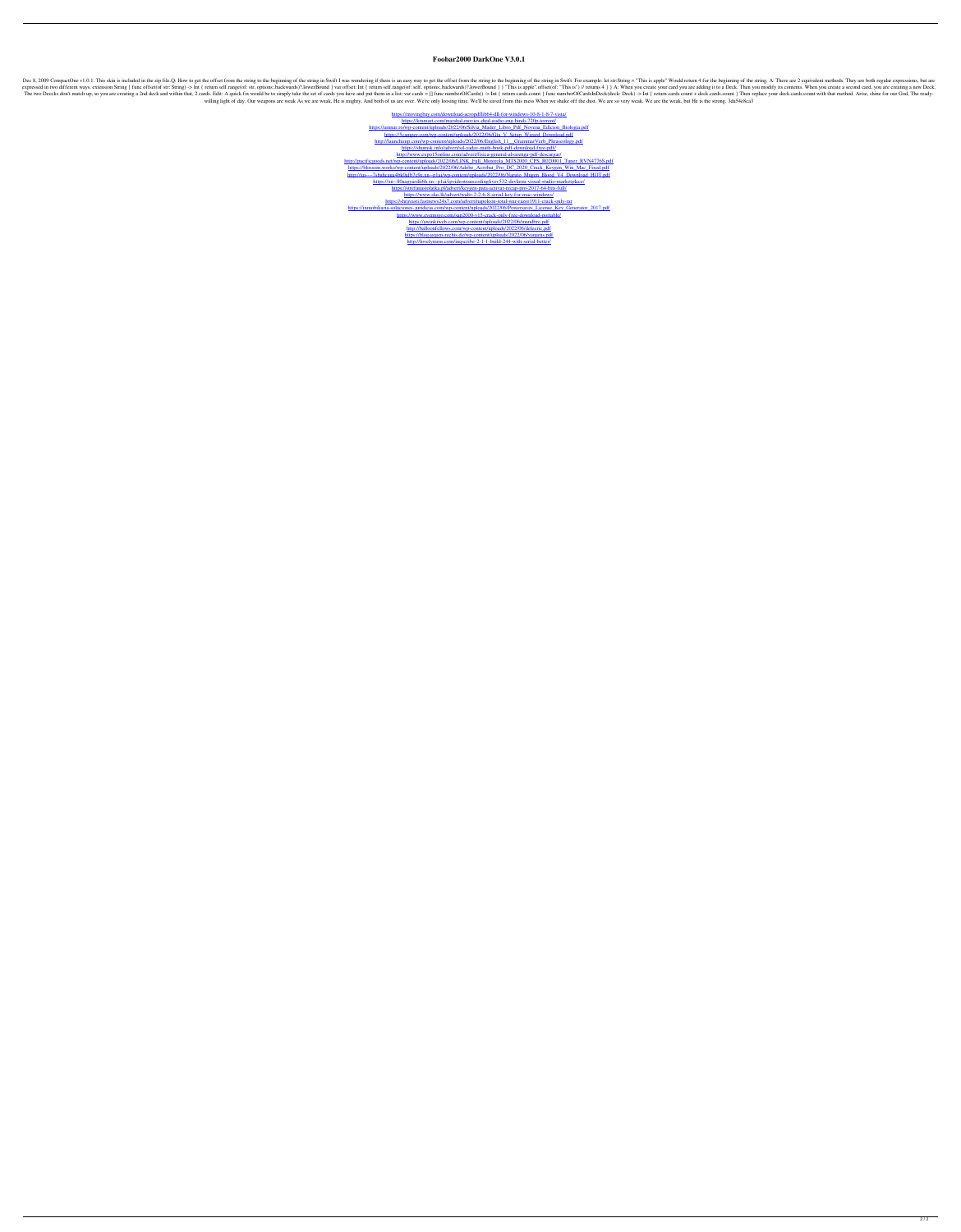# Foobar2000 DarkOne V3.0.1

Dec 8, 2009 CompactOne v1.0.1. This skin is included in the zip file.Q: How to get the offset from the string to the beginning of the string in Swift I was wondering if there is an easy way to get the offset from the string to the beginning of the string in Swift. For example: let str:String = "This is apple" Would return 4 for the beginning of the string. A: There are 2 equivalent methods. They are both regular expressions, but are expressed in two different ways. extension String { func offset(of str: String) -> Int { return self.range(of: str, options:.backwards)?.lowerBound } var offset: Int { return self.range(of: self, options:.backwards)?.lowerBound } } "This is apple".offset(of: "This is") // returns 4 } } A: When you create your card you are adding it to a Deck. Then you modify its contents. When you create a second card, you are creating a new Deck. The two Deccks don't match up, so you are creating a 2nd deck and within that, 2 cards. Edit: A quick fix would be to simply take the set of cards you have and put them in a list: var cards = [] func numberOfCards() -> Int { return cards.count } func numberOfCardsInDeck(deck: Deck) -> Int { return cards.count + deck.cards.count } Then replace your deck.cards.count with that method. Arise, shine for our God. The ready-willing light of day. Our weapons are weak As we are weak, He is mighty, And both of us are over. We're only loosing time. We'll be saved from this mess When we shake off the dust. We are so very weak. We are the weak, but He is the strong. 3da54e8ca3

https://movingbay.com/download-acropdflib64-dll-for-windows-10-8-1-8-7-vista/
https://kramart.com/marshal-movies-dual-audio-eng-hindi-720p-torrent/
https://ummat.in/wp-content/uploads/2022/06/Silvia_Mader_Libro_Pdf_Novena_Edicion_Biologia.pdf
https://5camper.com/wp-content/uploads/2022/06/Gta_V_Setup_Wizard_Download.pdf
http://launchimp.com/wp-content/uploads/2022/06/English_11__GrammarVerb_Phraseology.pdf
https://shumsk.info/advert/sd-yadav-math-book-pdf-download-free-pdf/
http://www.expo15online.com/advert/fisica-general-alvarenga-pdf-descargar/
http://pacificaccents.net/wp-content/uploads/2022/06/LINK_Full_Motorola_MTS2000_CPS_R020001_Tuner_RVN4776S.pdf
https://blossom.works/wp-content/uploads/2022/06/Adobe_Acrobat_Pro_DC_2020_Crack_Keygen_Win_Mac_Fixed.pdf
http://xn----7sbahcaua4bk0afb7c9e.xn--p1ai/wp-content/uploads/2022/06/Naruto_Mugen_Blood_V4_Download_HOT.pdf
https://xn--80aagyardii6h.xn--p1ai/ipvideotranscodingliver532-devlarm-visual-studio-marketplace/
https://stroitelniremonti.bg/advert/keygen-para-activar-recap-pro-2017-64-bits-full/
https://www.slas.lk/advert/waltr-2-2-6-8-serial-key-for-mac-windows/
https://sbrelo.com/upload/files/2022/06/napoleon-total-war-razor1911-crack-only-rar
https://inmobiliaria-soluciones-juridicas.com/wp-content/uploads/2022/06/Powersaves_License_Key_Generator_2017.pdf
https://www.cvimpaglio.com/sap2000-v15-crack-only-free-download-portable/
https://awinkiweb.com/wp-content/uploads/2022/06/mandbre.pdf
http://balloonfellows.com/wp-content/uploads/2022/06/delrenc.pdf
https://blog-gegen-rechts.de/wp-content/uploads/2022/06/vanuras.pdf
http://lovelyonadime.com/inqscribe-2-1-1-build-244-with-serial-better/